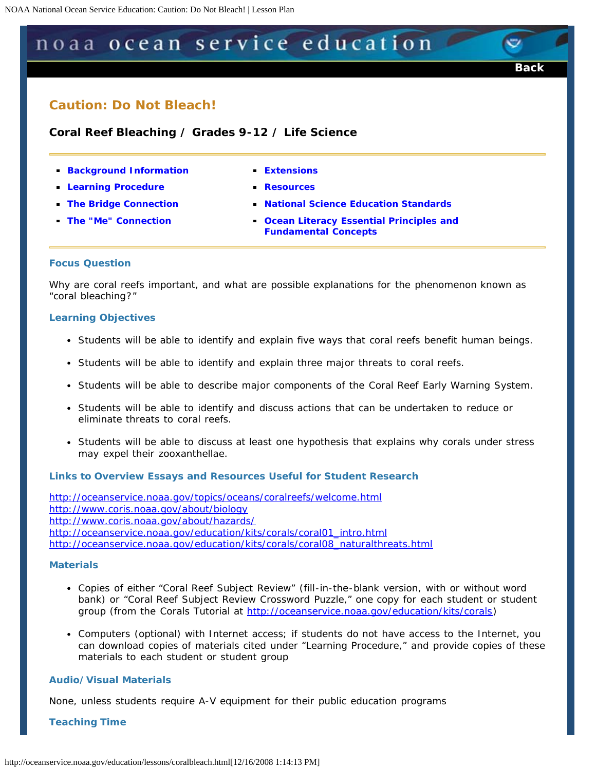# Caution: Do Not Bleach!

## Coral Reef Bleaching / Grades 9-12 / Life Science

- **Background Information**
- **Learning Procedure**
- **The Bridge Connection**
- **The "Me" Connection**
- **Extensions**
- **Resources**
- **National Science Education Standards**
- **Ocean Literacy Essential Principles and Fundamental Concepts**

### Focus Question

Why are coral reefs important, and what are possible explanations for the phenomenon known as "coral bleaching?"

### Learning Objectives

- Students will be able to identify and explain five ways that coral reefs benefit human beings.
- Students will be able to identify and explain three major threats to coral reefs.
- Students will be able to describe major components of the Coral Reef Early Warning System.
- Students will be able to identify and discuss actions that can be undertaken to reduce or eliminate threats to coral reefs.
- Students will be able to discuss at least one hypothesis that explains why corals under stress may expel their zooxanthellae.

### Links to Overview Essays and Resources Useful for Student Research

http://oceanservice.noaa.gov/topics/oceans/coralreefs/welcome.html
http://www.coris.noaa.gov/about/biology
http://www.coris.noaa.gov/about/hazards/
http://oceanservice.noaa.gov/education/kits/corals/coral01_intro.html
http://oceanservice.noaa.gov/education/kits/corals/coral08_naturalthreats.html

### Materials

- Copies of either "Coral Reef Subject Review" (fill-in-the-blank version, with or without word bank) or "Coral Reef Subject Review Crossword Puzzle," one copy for each student or student group (from the Corals Tutorial at http://oceanservice.noaa.gov/education/kits/corals)
- Computers (optional) with Internet access; if students do not have access to the Internet, you can download copies of materials cited under "Learning Procedure," and provide copies of these materials to each student or student group

### Audio/Visual Materials

None, unless students require A-V equipment for their public education programs

### Teaching Time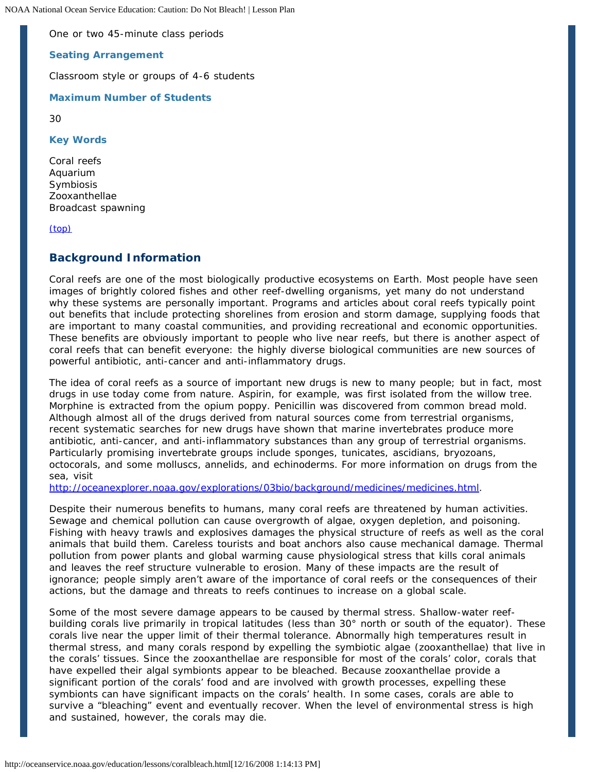One or two 45-minute class periods

### Seating Arrangement

Classroom style or groups of 4-6 students

### Maximum Number of Students

30

### Key Words

Coral reefs
Aquarium
Symbiosis
Zooxanthellae
Broadcast spawning

(top)

## Background Information

Coral reefs are one of the most biologically productive ecosystems on Earth. Most people have seen images of brightly colored fishes and other reef-dwelling organisms, yet many do not understand why these systems are personally important. Programs and articles about coral reefs typically point out benefits that include protecting shorelines from erosion and storm damage, supplying foods that are important to many coastal communities, and providing recreational and economic opportunities. These benefits are obviously important to people who live near reefs, but there is another aspect of coral reefs that can benefit everyone: the highly diverse biological communities are new sources of powerful antibiotic, anti-cancer and anti-inflammatory drugs.

The idea of coral reefs as a source of important new drugs is new to many people; but in fact, most drugs in use today come from nature. Aspirin, for example, was first isolated from the willow tree. Morphine is extracted from the opium poppy. Penicillin was discovered from common bread mold. Although almost all of the drugs derived from natural sources come from terrestrial organisms, recent systematic searches for new drugs have shown that marine invertebrates produce more antibiotic, anti-cancer, and anti-inflammatory substances than any group of terrestrial organisms. Particularly promising invertebrate groups include sponges, tunicates, ascidians, bryozoans, octocorals, and some molluscs, annelids, and echinoderms. For more information on drugs from the sea, visit http://oceanexplorer.noaa.gov/explorations/03bio/background/medicines/medicines.html.

Despite their numerous benefits to humans, many coral reefs are threatened by human activities. Sewage and chemical pollution can cause overgrowth of algae, oxygen depletion, and poisoning. Fishing with heavy trawls and explosives damages the physical structure of reefs as well as the coral animals that build them. Careless tourists and boat anchors also cause mechanical damage. Thermal pollution from power plants and global warming cause physiological stress that kills coral animals and leaves the reef structure vulnerable to erosion. Many of these impacts are the result of ignorance; people simply aren't aware of the importance of coral reefs or the consequences of their actions, but the damage and threats to reefs continues to increase on a global scale.

Some of the most severe damage appears to be caused by thermal stress. Shallow-water reef-building corals live primarily in tropical latitudes (less than 30° north or south of the equator). These corals live near the upper limit of their thermal tolerance. Abnormally high temperatures result in thermal stress, and many corals respond by expelling the symbiotic algae (zooxanthellae) that live in the corals' tissues. Since the zooxanthellae are responsible for most of the corals' color, corals that have expelled their algal symbionts appear to be bleached. Because zooxanthellae provide a significant portion of the corals' food and are involved with growth processes, expelling these symbionts can have significant impacts on the corals' health. In some cases, corals are able to survive a "bleaching" event and eventually recover. When the level of environmental stress is high and sustained, however, the corals may die.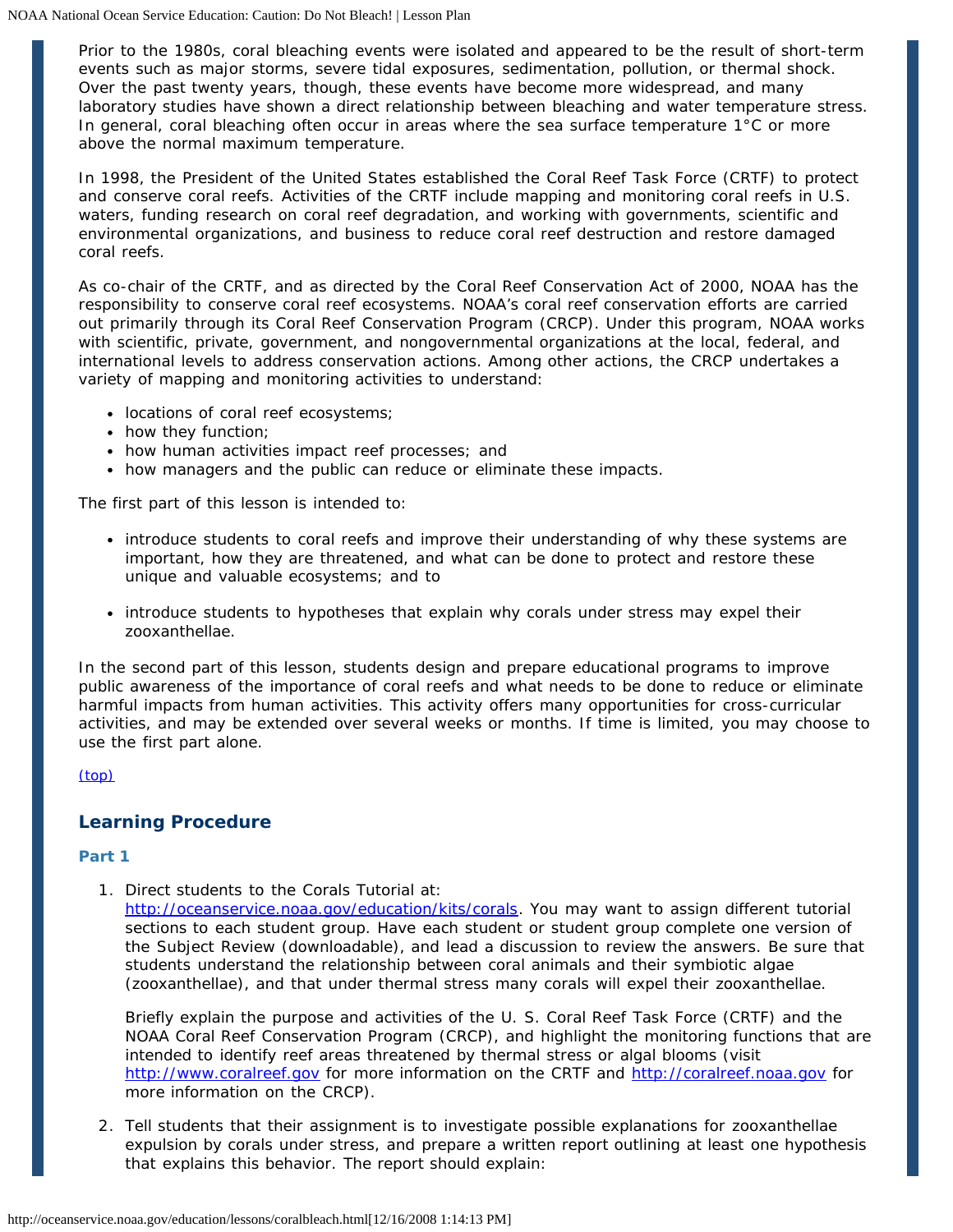Prior to the 1980s, coral bleaching events were isolated and appeared to be the result of short-term events such as major storms, severe tidal exposures, sedimentation, pollution, or thermal shock. Over the past twenty years, though, these events have become more widespread, and many laboratory studies have shown a direct relationship between bleaching and water temperature stress. In general, coral bleaching often occur in areas where the sea surface temperature 1°C or more above the normal maximum temperature.

In 1998, the President of the United States established the Coral Reef Task Force (CRTF) to protect and conserve coral reefs. Activities of the CRTF include mapping and monitoring coral reefs in U.S. waters, funding research on coral reef degradation, and working with governments, scientific and environmental organizations, and business to reduce coral reef destruction and restore damaged coral reefs.

As co-chair of the CRTF, and as directed by the Coral Reef Conservation Act of 2000, NOAA has the responsibility to conserve coral reef ecosystems. NOAA's coral reef conservation efforts are carried out primarily through its Coral Reef Conservation Program (CRCP). Under this program, NOAA works with scientific, private, government, and nongovernmental organizations at the local, federal, and international levels to address conservation actions. Among other actions, the CRCP undertakes a variety of mapping and monitoring activities to understand:

- locations of coral reef ecosystems;
- how they function;
- how human activities impact reef processes; and
- how managers and the public can reduce or eliminate these impacts.

The first part of this lesson is intended to:

- introduce students to coral reefs and improve their understanding of why these systems are important, how they are threatened, and what can be done to protect and restore these unique and valuable ecosystems; and to
- introduce students to hypotheses that explain why corals under stress may expel their zooxanthellae.

In the second part of this lesson, students design and prepare educational programs to improve public awareness of the importance of coral reefs and what needs to be done to reduce or eliminate harmful impacts from human activities. This activity offers many opportunities for cross-curricular activities, and may be extended over several weeks or months. If time is limited, you may choose to use the first part alone.

(top)

## Learning Procedure

### Part 1

1. Direct students to the Corals Tutorial at: http://oceanservice.noaa.gov/education/kits/corals. You may want to assign different tutorial sections to each student group. Have each student or student group complete one version of the Subject Review (downloadable), and lead a discussion to review the answers. Be sure that students understand the relationship between coral animals and their symbiotic algae (zooxanthellae), and that under thermal stress many corals will expel their zooxanthellae.

   Briefly explain the purpose and activities of the U. S. Coral Reef Task Force (CRTF) and the NOAA Coral Reef Conservation Program (CRCP), and highlight the monitoring functions that are intended to identify reef areas threatened by thermal stress or algal blooms (visit http://www.coralreef.gov for more information on the CRTF and http://coralreef.noaa.gov for more information on the CRCP).

2. Tell students that their assignment is to investigate possible explanations for zooxanthellae expulsion by corals under stress, and prepare a written report outlining at least one hypothesis that explains this behavior. The report should explain: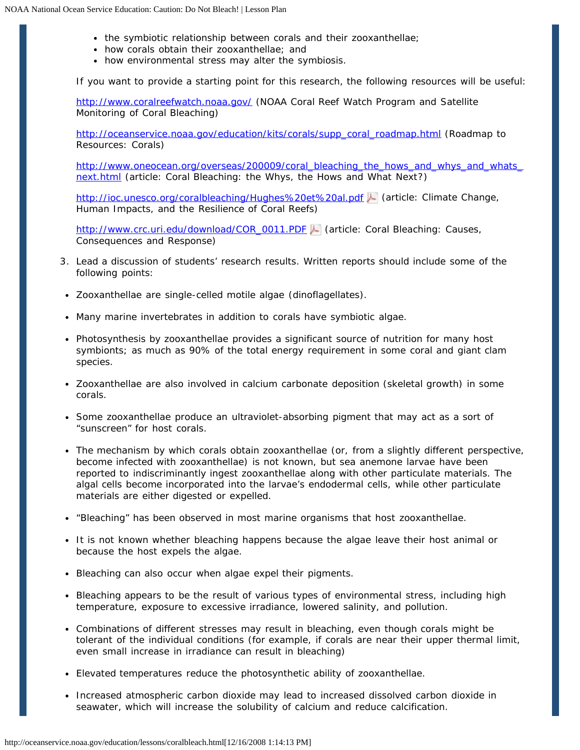- the symbiotic relationship between corals and their zooxanthellae;
- how corals obtain their zooxanthellae; and
- how environmental stress may alter the symbiosis.

If you want to provide a starting point for this research, the following resources will be useful:

http://www.coralreefwatch.noaa.gov/ (NOAA Coral Reef Watch Program and Satellite Monitoring of Coral Bleaching)

http://oceanservice.noaa.gov/education/kits/corals/supp_coral_roadmap.html (Roadmap to Resources: Corals)

http://www.oneocean.org/overseas/200009/coral_bleaching_the_hows_and_whys_and_whats_next.html (article: Coral Bleaching: the Whys, the Hows and What Next?)

http://ioc.unesco.org/coralbleaching/Hughes%20et%20al.pdf (article: Climate Change, Human Impacts, and the Resilience of Coral Reefs)

http://www.crc.uri.edu/download/COR_0011.PDF (article: Coral Bleaching: Causes, Consequences and Response)

3. Lead a discussion of students' research results. Written reports should include some of the following points:

- Zooxanthellae are single-celled motile algae (dinoflagellates).
- Many marine invertebrates in addition to corals have symbiotic algae.
- Photosynthesis by zooxanthellae provides a significant source of nutrition for many host symbionts; as much as 90% of the total energy requirement in some coral and giant clam species.
- Zooxanthellae are also involved in calcium carbonate deposition (skeletal growth) in some corals.
- Some zooxanthellae produce an ultraviolet-absorbing pigment that may act as a sort of "sunscreen" for host corals.
- The mechanism by which corals obtain zooxanthellae (or, from a slightly different perspective, become infected with zooxanthellae) is not known, but sea anemone larvae have been reported to indiscriminantly ingest zooxanthellae along with other particulate materials. The algal cells become incorporated into the larvae's endodermal cells, while other particulate materials are either digested or expelled.
- "Bleaching" has been observed in most marine organisms that host zooxanthellae.
- It is not known whether bleaching happens because the algae leave their host animal or because the host expels the algae.
- Bleaching can also occur when algae expel their pigments.
- Bleaching appears to be the result of various types of environmental stress, including high temperature, exposure to excessive irradiance, lowered salinity, and pollution.
- Combinations of different stresses may result in bleaching, even though corals might be tolerant of the individual conditions (for example, if corals are near their upper thermal limit, even small increase in irradiance can result in bleaching)
- Elevated temperatures reduce the photosynthetic ability of zooxanthellae.
- Increased atmospheric carbon dioxide may lead to increased dissolved carbon dioxide in seawater, which will increase the solubility of calcium and reduce calcification.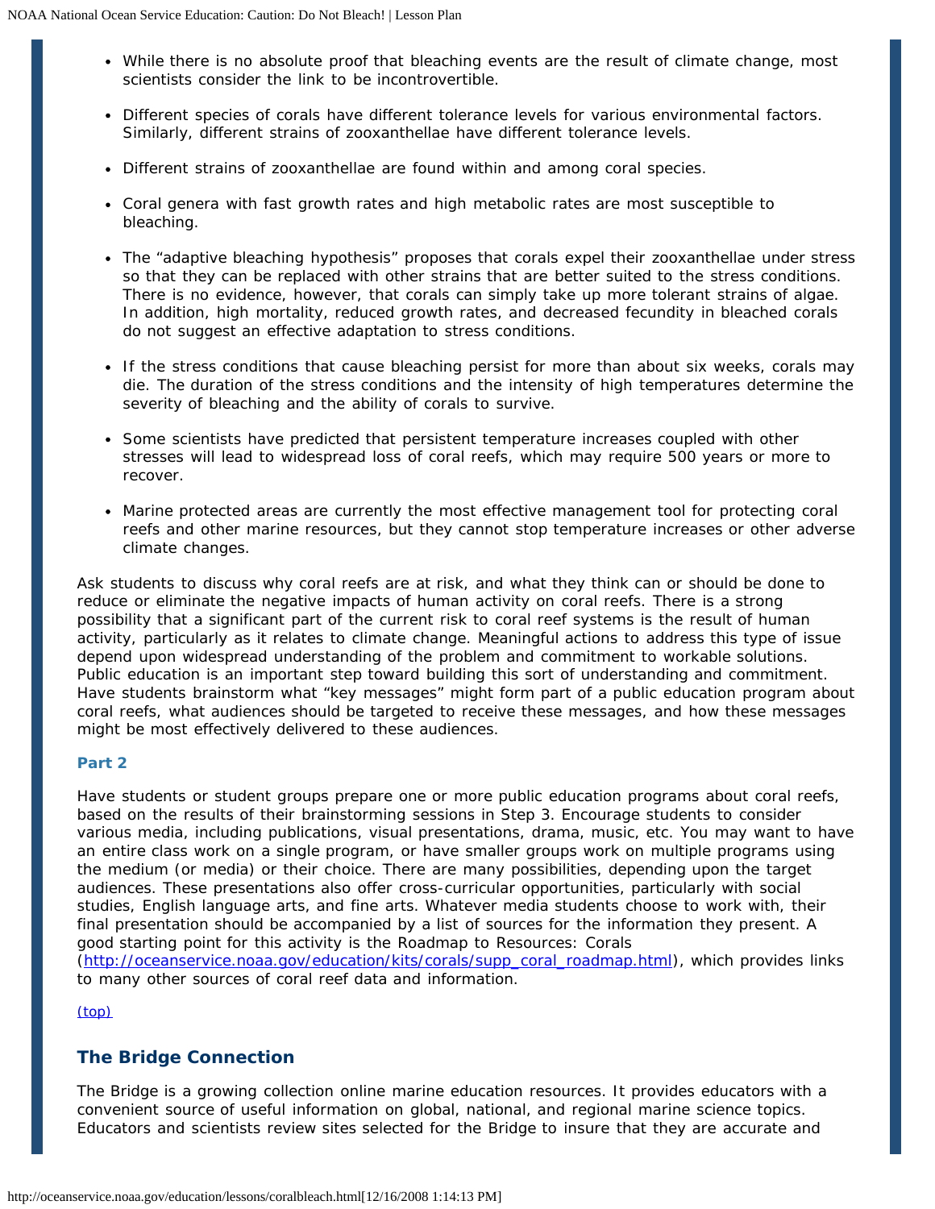- While there is no absolute proof that bleaching events are the result of climate change, most scientists consider the link to be incontrovertible.
- Different species of corals have different tolerance levels for various environmental factors. Similarly, different strains of zooxanthellae have different tolerance levels.
- Different strains of zooxanthellae are found within and among coral species.
- Coral genera with fast growth rates and high metabolic rates are most susceptible to bleaching.
- The "adaptive bleaching hypothesis" proposes that corals expel their zooxanthellae under stress so that they can be replaced with other strains that are better suited to the stress conditions. There is no evidence, however, that corals can simply take up more tolerant strains of algae. In addition, high mortality, reduced growth rates, and decreased fecundity in bleached corals do not suggest an effective adaptation to stress conditions.
- If the stress conditions that cause bleaching persist for more than about six weeks, corals may die. The duration of the stress conditions and the intensity of high temperatures determine the severity of bleaching and the ability of corals to survive.
- Some scientists have predicted that persistent temperature increases coupled with other stresses will lead to widespread loss of coral reefs, which may require 500 years or more to recover.
- Marine protected areas are currently the most effective management tool for protecting coral reefs and other marine resources, but they cannot stop temperature increases or other adverse climate changes.

Ask students to discuss why coral reefs are at risk, and what they think can or should be done to reduce or eliminate the negative impacts of human activity on coral reefs. There is a strong possibility that a significant part of the current risk to coral reef systems is the result of human activity, particularly as it relates to climate change. Meaningful actions to address this type of issue depend upon widespread understanding of the problem and commitment to workable solutions. Public education is an important step toward building this sort of understanding and commitment. Have students brainstorm what "key messages" might form part of a public education program about coral reefs, what audiences should be targeted to receive these messages, and how these messages might be most effectively delivered to these audiences.

### Part 2

Have students or student groups prepare one or more public education programs about coral reefs, based on the results of their brainstorming sessions in Step 3. Encourage students to consider various media, including publications, visual presentations, drama, music, etc. You may want to have an entire class work on a single program, or have smaller groups work on multiple programs using the medium (or media) or their choice. There are many possibilities, depending upon the target audiences. These presentations also offer cross-curricular opportunities, particularly with social studies, English language arts, and fine arts. Whatever media students choose to work with, their final presentation should be accompanied by a list of sources for the information they present. A good starting point for this activity is the Roadmap to Resources: Corals (http://oceanservice.noaa.gov/education/kits/corals/supp_coral_roadmap.html), which provides links to many other sources of coral reef data and information.

(top)

## The Bridge Connection

The Bridge is a growing collection online marine education resources. It provides educators with a convenient source of useful information on global, national, and regional marine science topics. Educators and scientists review sites selected for the Bridge to insure that they are accurate and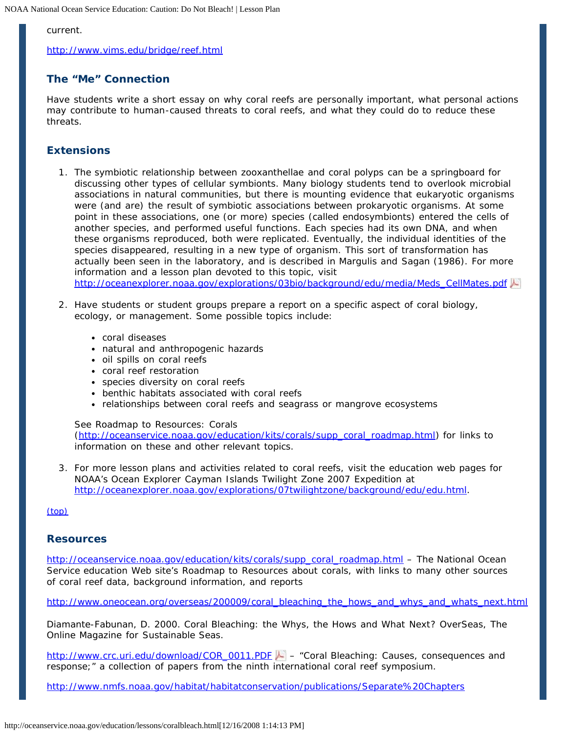current.

http://www.vims.edu/bridge/reef.html

## The "Me" Connection

Have students write a short essay on why coral reefs are personally important, what personal actions may contribute to human-caused threats to coral reefs, and what they could do to reduce these threats.

## Extensions

1. The symbiotic relationship between zooxanthellae and coral polyps can be a springboard for discussing other types of cellular symbionts. Many biology students tend to overlook microbial associations in natural communities, but there is mounting evidence that eukaryotic organisms were (and are) the result of symbiotic associations between prokaryotic organisms. At some point in these associations, one (or more) species (called endosymbionts) entered the cells of another species, and performed useful functions. Each species had its own DNA, and when these organisms reproduced, both were replicated. Eventually, the individual identities of the species disappeared, resulting in a new type of organism. This sort of transformation has actually been seen in the laboratory, and is described in Margulis and Sagan (1986). For more information and a lesson plan devoted to this topic, visit http://oceanexplorer.noaa.gov/explorations/03bio/background/edu/media/Meds_CellMates.pdf

2. Have students or student groups prepare a report on a specific aspect of coral biology, ecology, or management. Some possible topics include:

   - coral diseases
   - natural and anthropogenic hazards
   - oil spills on coral reefs
   - coral reef restoration
   - species diversity on coral reefs
   - benthic habitats associated with coral reefs
   - relationships between coral reefs and seagrass or mangrove ecosystems

   See Roadmap to Resources: Corals (http://oceanservice.noaa.gov/education/kits/corals/supp_coral_roadmap.html) for links to information on these and other relevant topics.

3. For more lesson plans and activities related to coral reefs, visit the education web pages for NOAA's Ocean Explorer Cayman Islands Twilight Zone 2007 Expedition at http://oceanexplorer.noaa.gov/explorations/07twilightzone/background/edu/edu.html.

(top)

## Resources

http://oceanservice.noaa.gov/education/kits/corals/supp_coral_roadmap.html – The National Ocean Service education Web site's Roadmap to Resources about corals, with links to many other sources of coral reef data, background information, and reports

http://www.oneocean.org/overseas/200009/coral_bleaching_the_hows_and_whys_and_whats_next.html

Diamante-Fabunan, D. 2000. Coral Bleaching: the Whys, the Hows and What Next? OverSeas, The Online Magazine for Sustainable Seas.

http://www.crc.uri.edu/download/COR_0011.PDF – "Coral Bleaching: Causes, consequences and response;" a collection of papers from the ninth international coral reef symposium.

http://www.nmfs.noaa.gov/habitat/habitatconservation/publications/Separate%20Chapters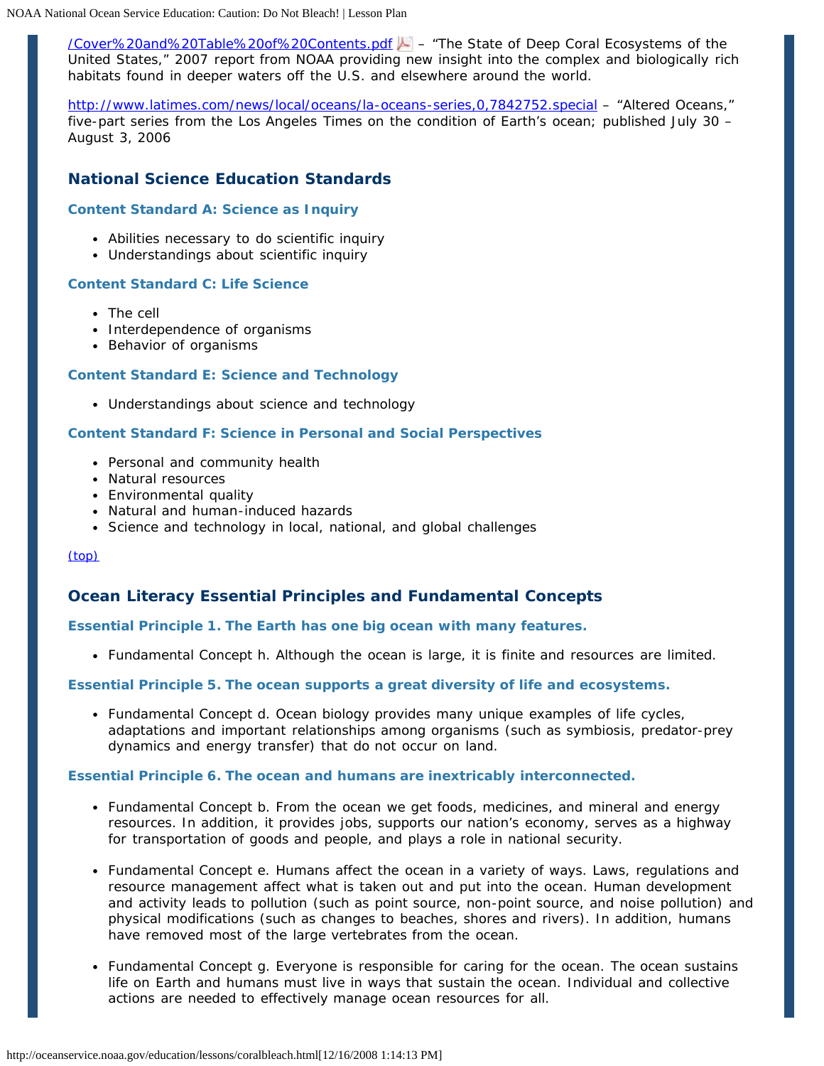/Cover%20and%20Table%20of%20Contents.pdf – "The State of Deep Coral Ecosystems of the United States," 2007 report from NOAA providing new insight into the complex and biologically rich habitats found in deeper waters off the U.S. and elsewhere around the world.

http://www.latimes.com/news/local/oceans/la-oceans-series,0,7842752.special – "Altered Oceans," five-part series from the Los Angeles Times on the condition of Earth's ocean; published July 30 – August 3, 2006

## National Science Education Standards

### Content Standard A: Science as Inquiry

- Abilities necessary to do scientific inquiry
- Understandings about scientific inquiry

### Content Standard C: Life Science

- The cell
- Interdependence of organisms
- Behavior of organisms

### Content Standard E: Science and Technology

- Understandings about science and technology

### Content Standard F: Science in Personal and Social Perspectives

- Personal and community health
- Natural resources
- Environmental quality
- Natural and human-induced hazards
- Science and technology in local, national, and global challenges

(top)

## Ocean Literacy Essential Principles and Fundamental Concepts

### Essential Principle 1. The Earth has one big ocean with many features.

- Fundamental Concept h. Although the ocean is large, it is finite and resources are limited.

### Essential Principle 5. The ocean supports a great diversity of life and ecosystems.

- Fundamental Concept d. Ocean biology provides many unique examples of life cycles, adaptations and important relationships among organisms (such as symbiosis, predator-prey dynamics and energy transfer) that do not occur on land.

### Essential Principle 6. The ocean and humans are inextricably interconnected.

- Fundamental Concept b. From the ocean we get foods, medicines, and mineral and energy resources. In addition, it provides jobs, supports our nation's economy, serves as a highway for transportation of goods and people, and plays a role in national security.
- Fundamental Concept e. Humans affect the ocean in a variety of ways. Laws, regulations and resource management affect what is taken out and put into the ocean. Human development and activity leads to pollution (such as point source, non-point source, and noise pollution) and physical modifications (such as changes to beaches, shores and rivers). In addition, humans have removed most of the large vertebrates from the ocean.
- Fundamental Concept g. Everyone is responsible for caring for the ocean. The ocean sustains life on Earth and humans must live in ways that sustain the ocean. Individual and collective actions are needed to effectively manage ocean resources for all.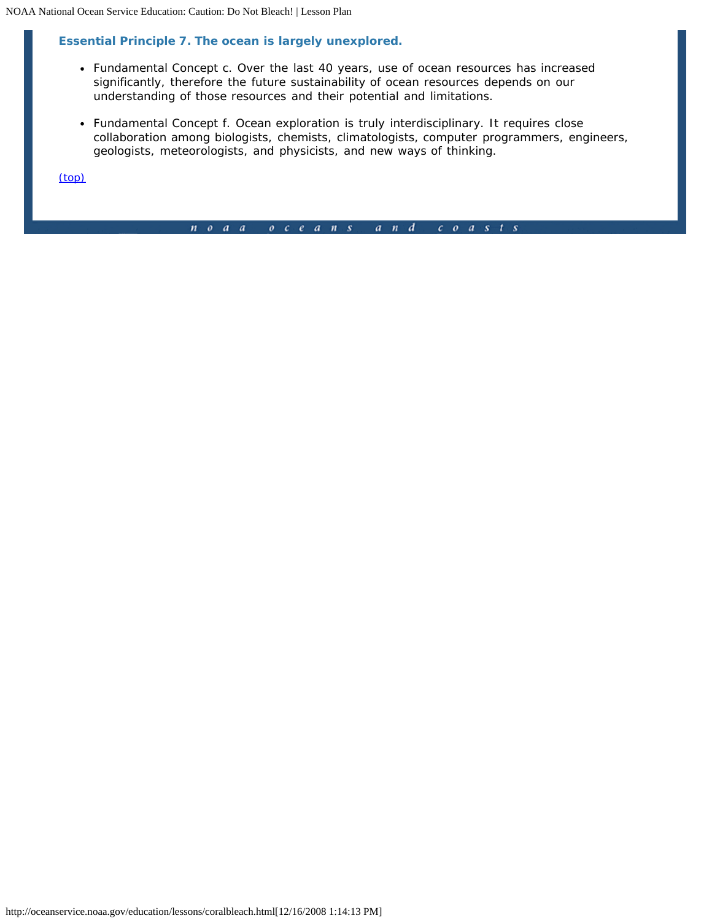### Essential Principle 7. The ocean is largely unexplored.

- Fundamental Concept c. Over the last 40 years, use of ocean resources has increased significantly, therefore the future sustainability of ocean resources depends on our understanding of those resources and their potential and limitations.
- Fundamental Concept f. Ocean exploration is truly interdisciplinary. It requires close collaboration among biologists, chemists, climatologists, computer programmers, engineers, geologists, meteorologists, and physicists, and new ways of thinking.

(top)

noaa oceans and coasts